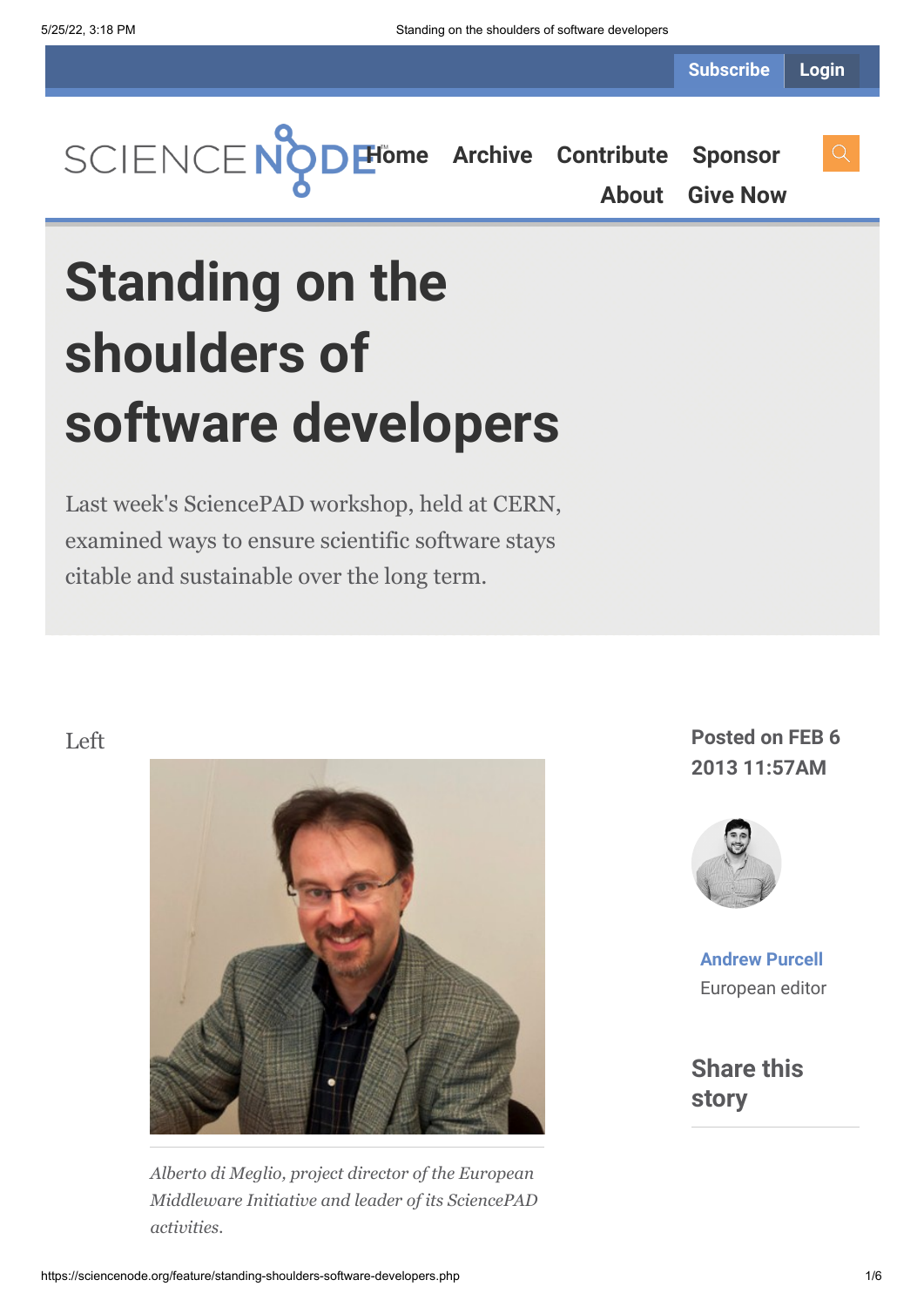# Standing on the shoulders of software developers

Last week's SciencePAD workshop, held at CERN, examined ways to ensure scientific software stays citable and sustainable over the long term.

Left

*Alberto di Meglio, project director of the European Middleware Initiative and leader of its SciencePAD activities.*

**Posted on FEB 6 2013 11:57AM**

**Andrew Purcell**
European editor

## Share this story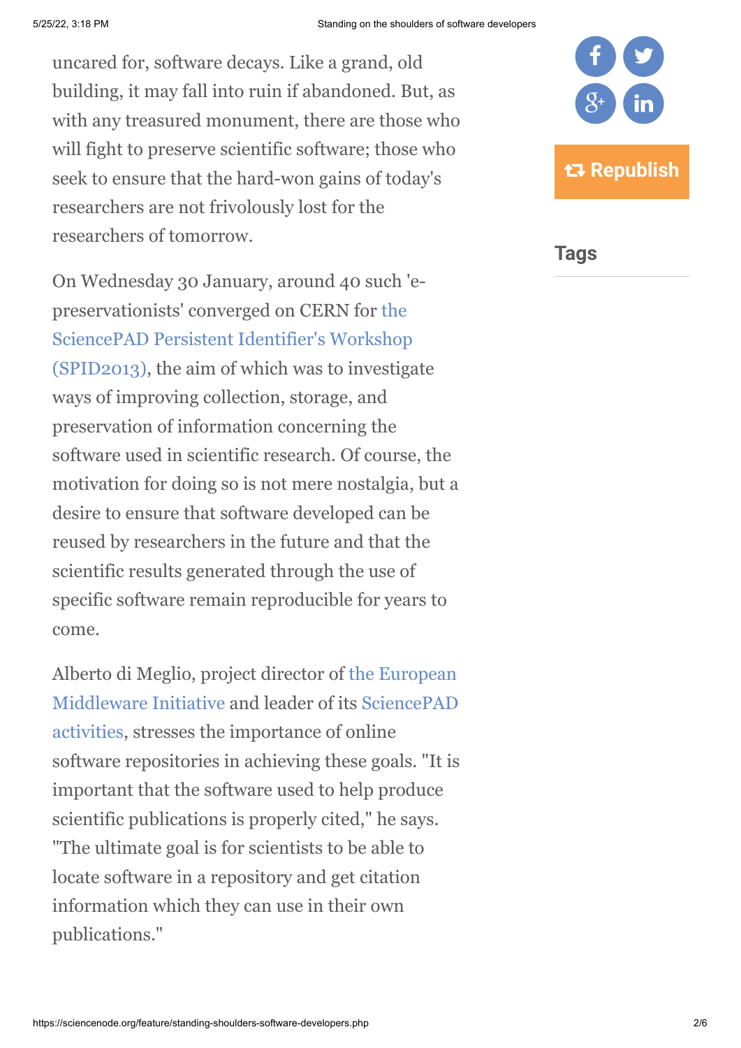uncared for, software decays. Like a grand, old building, it may fall into ruin if abandoned. But, as with any treasured monument, there are those who will fight to preserve scientific software; those who seek to ensure that the hard-won gains of today's researchers are not frivolously lost for the researchers of tomorrow.

On Wednesday 30 January, around 40 such 'e-preservationists' converged on CERN for the SciencePAD Persistent Identifier's Workshop (SPID2013), the aim of which was to investigate ways of improving collection, storage, and preservation of information concerning the software used in scientific research. Of course, the motivation for doing so is not mere nostalgia, but a desire to ensure that software developed can be reused by researchers in the future and that the scientific results generated through the use of specific software remain reproducible for years to come.

Alberto di Meglio, project director of the European Middleware Initiative and leader of its SciencePAD activities, stresses the importance of online software repositories in achieving these goals. "It is important that the software used to help produce scientific publications is properly cited," he says. "The ultimate goal is for scientists to be able to locate software in a repository and get citation information which they can use in their own publications."

Republish

## Tags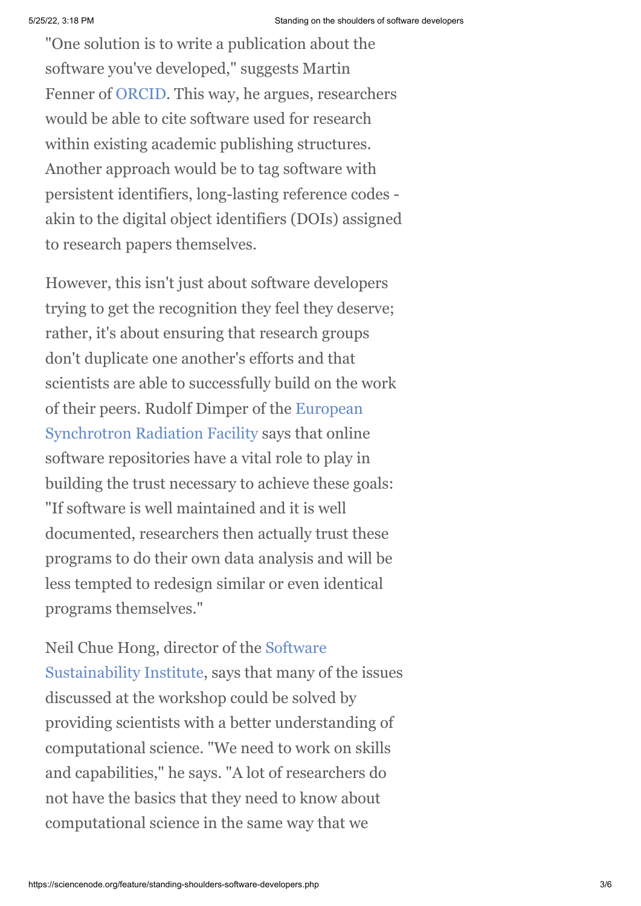"One solution is to write a publication about the software you've developed," suggests Martin Fenner of ORCID. This way, he argues, researchers would be able to cite software used for research within existing academic publishing structures. Another approach would be to tag software with persistent identifiers, long-lasting reference codes - akin to the digital object identifiers (DOIs) assigned to research papers themselves.

However, this isn't just about software developers trying to get the recognition they feel they deserve; rather, it's about ensuring that research groups don't duplicate one another's efforts and that scientists are able to successfully build on the work of their peers. Rudolf Dimper of the European Synchrotron Radiation Facility says that online software repositories have a vital role to play in building the trust necessary to achieve these goals: "If software is well maintained and it is well documented, researchers then actually trust these programs to do their own data analysis and will be less tempted to redesign similar or even identical programs themselves."

Neil Chue Hong, director of the Software Sustainability Institute, says that many of the issues discussed at the workshop could be solved by providing scientists with a better understanding of computational science. "We need to work on skills and capabilities," he says. "A lot of researchers do not have the basics that they need to know about computational science in the same way that we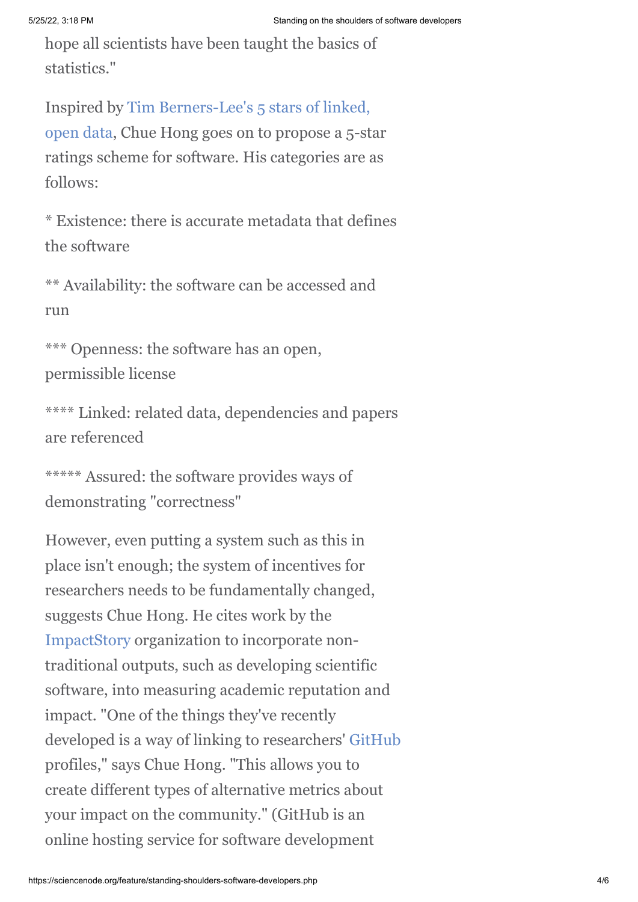hope all scientists have been taught the basics of statistics."

Inspired by Tim Berners-Lee's 5 stars of linked, open data, Chue Hong goes on to propose a 5-star ratings scheme for software. His categories are as follows:

* Existence: there is accurate metadata that defines the software

** Availability: the software can be accessed and run

*** Openness: the software has an open, permissible license

**** Linked: related data, dependencies and papers are referenced

***** Assured: the software provides ways of demonstrating "correctness"

However, even putting a system such as this in place isn't enough; the system of incentives for researchers needs to be fundamentally changed, suggests Chue Hong. He cites work by the ImpactStory organization to incorporate non-traditional outputs, such as developing scientific software, into measuring academic reputation and impact. "One of the things they've recently developed is a way of linking to researchers' GitHub profiles," says Chue Hong. "This allows you to create different types of alternative metrics about your impact on the community." (GitHub is an online hosting service for software development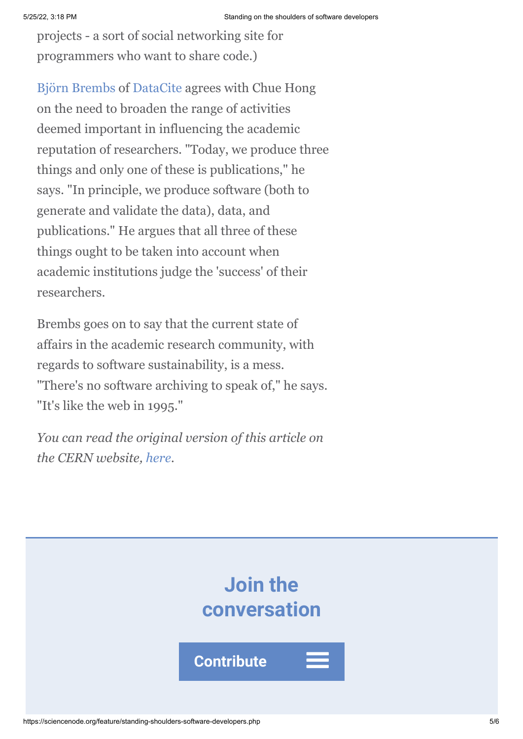projects - a sort of social networking site for programmers who want to share code.)

Björn Brembs of DataCite agrees with Chue Hong on the need to broaden the range of activities deemed important in influencing the academic reputation of researchers. "Today, we produce three things and only one of these is publications," he says. "In principle, we produce software (both to generate and validate the data), data, and publications." He argues that all three of these things ought to be taken into account when academic institutions judge the 'success' of their researchers.

Brembs goes on to say that the current state of affairs in the academic research community, with regards to software sustainability, is a mess. "There's no software archiving to speak of," he says. "It's like the web in 1995."

*You can read the original version of this article on the CERN website, here.*

## Join the conversation

**Contribute**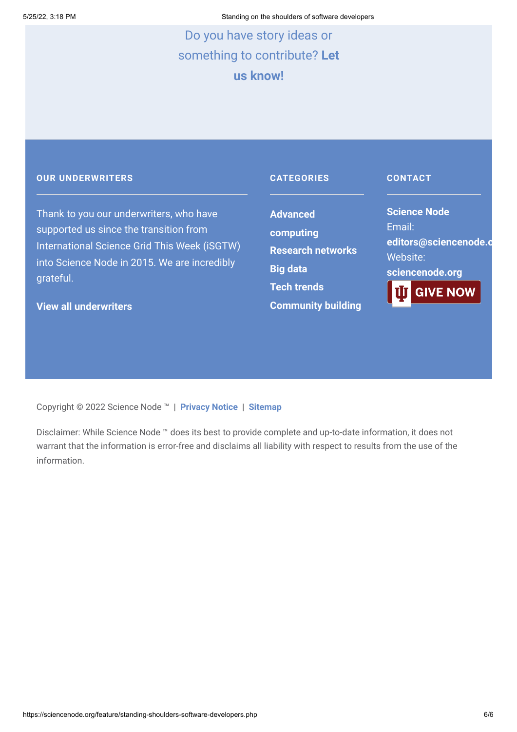Do you have story ideas or something to contribute? **Let us know!**

## OUR UNDERWRITERS

Thank to you our underwriters, who have supported us since the transition from International Science Grid This Week (iSGTW) into Science Node in 2015. We are incredibly grateful.

**View all underwriters**

## CATEGORIES

**Advanced computing**

**Research networks**

**Big data**

**Tech trends**

**Community building**

## CONTACT

**Science Node**

Email:

**editors@sciencenode.o**

Website:

**sciencenode.org**

**GIVE NOW**

Copyright © 2022 Science Node ™ | **Privacy Notice** | **Sitemap**

Disclaimer: While Science Node ™ does its best to provide complete and up-to-date information, it does not warrant that the information is error-free and disclaims all liability with respect to results from the use of the information.